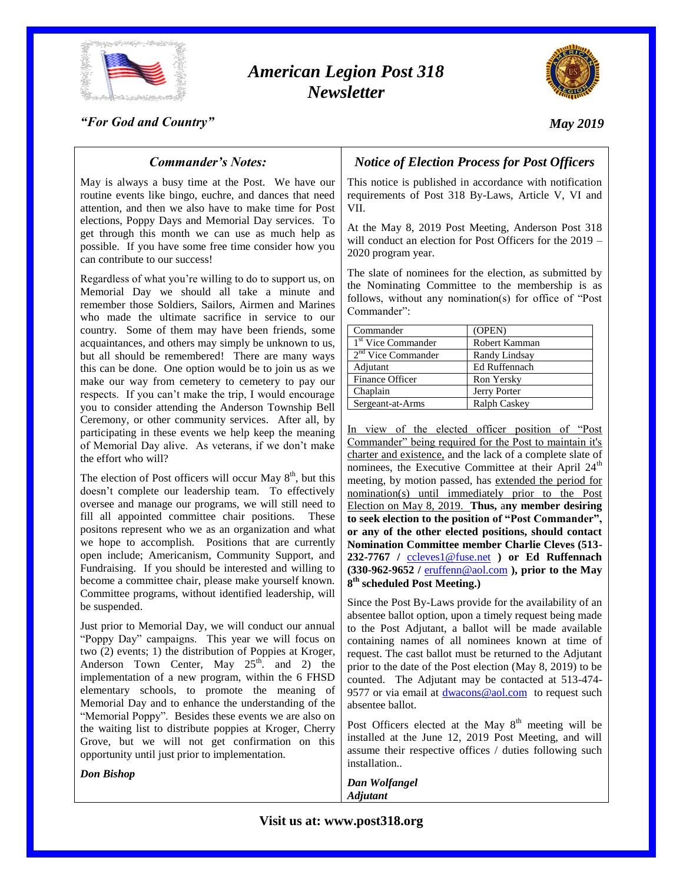# *American Legion Post 318 Newsletter*

*"For God and Country"*

*May 2019*

## *Commander's Notes:*

May is always a busy time at the Post. We have our routine events like bingo, euchre, and dances that need attention, and then we also have to make time for Post elections, Poppy Days and Memorial Day services. To get through this month we can use as much help as possible. If you have some free time consider how you can contribute to our success!

Regardless of what you're willing to do to support us, on Memorial Day we should all take a minute and remember those Soldiers, Sailors, Airmen and Marines who made the ultimate sacrifice in service to our country. Some of them may have been friends, some acquaintances, and others may simply be unknown to us, but all should be remembered! There are many ways this can be done. One option would be to join us as we make our way from cemetery to cemetery to pay our respects. If you can't make the trip, I would encourage you to consider attending the Anderson Township Bell Ceremony, or other community services. After all, by participating in these events we help keep the meaning of Memorial Day alive. As veterans, if we don't make the effort who will?

The election of Post officers will occur May 8th, but this doesn't complete our leadership team. To effectively oversee and manage our programs, we will still need to fill all appointed committee chair positions. These positons represent who we as an organization and what we hope to accomplish. Positions that are currently open include; Americanism, Community Support, and Fundraising. If you should be interested and willing to become a committee chair, please make yourself known. Committee programs, without identified leadership, will be suspended.

Just prior to Memorial Day, we will conduct our annual "Poppy Day" campaigns. This year we will focus on two (2) events; 1) the distribution of Poppies at Kroger, Anderson Town Center, May 25th. and 2) the implementation of a new program, within the 6 FHSD elementary schools, to promote the meaning of Memorial Day and to enhance the understanding of the "Memorial Poppy". Besides these events we are also on the waiting list to distribute poppies at Kroger, Cherry Grove, but we will not get confirmation on this opportunity until just prior to implementation.

***Don Bishop***

## *Notice of Election Process for Post Officers*

This notice is published in accordance with notification requirements of Post 318 By-Laws, Article V, VI and VII.

At the May 8, 2019 Post Meeting, Anderson Post 318 will conduct an election for Post Officers for the 2019 – 2020 program year.

The slate of nominees for the election, as submitted by the Nominating Committee to the membership is as follows, without any nomination(s) for office of "Post Commander":

| Commander | (OPEN) |
|---|---|
| 1st Vice Commander | Robert Kamman |
| 2nd Vice Commander | Randy Lindsay |
| Adjutant | Ed Ruffennach |
| Finance Officer | Ron Yersky |
| Chaplain | Jerry Porter |
| Sergeant-at-Arms | Ralph Caskey |

In view of the elected officer position of "Post Commander" being required for the Post to maintain it's charter and existence, and the lack of a complete slate of nominees, the Executive Committee at their April 24th meeting, by motion passed, has extended the period for nomination(s) until immediately prior to the Post Election on May 8, 2019. **Thus, any member desiring to seek election to the position of "Post Commander", or any of the other elected positions, should contact Nomination Committee member Charlie Cleves (513-232-7767 / ccleves1@fuse.net ) or Ed Ruffennach (330-962-9652 / eruffenn@aol.com ), prior to the May 8th scheduled Post Meeting.)**

Since the Post By-Laws provide for the availability of an absentee ballot option, upon a timely request being made to the Post Adjutant, a ballot will be made available containing names of all nominees known at time of request. The cast ballot must be returned to the Adjutant prior to the date of the Post election (May 8, 2019) to be counted. The Adjutant may be contacted at 513-474-9577 or via email at dwacons@aol.com to request such absentee ballot.

Post Officers elected at the May 8th meeting will be installed at the June 12, 2019 Post Meeting, and will assume their respective offices / duties following such installation..

***Dan Wolfangel***
***Adjutant***

**Visit us at: www.post318.org**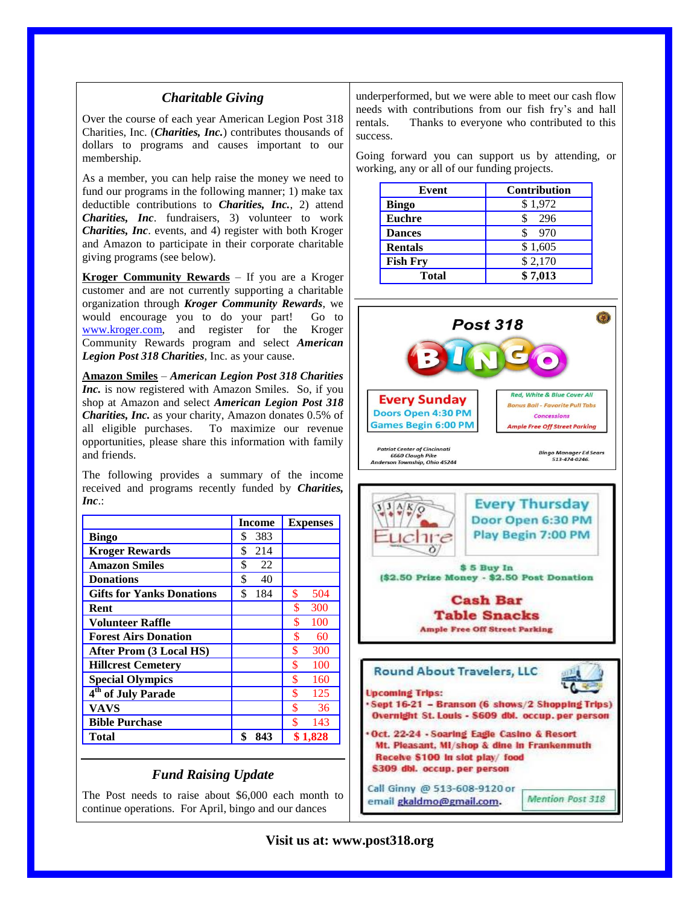## *Charitable Giving*

Over the course of each year American Legion Post 318 Charities, Inc. (***Charities, Inc.***) contributes thousands of dollars to programs and causes important to our membership.

As a member, you can help raise the money we need to fund our programs in the following manner; 1) make tax deductible contributions to ***Charities, Inc.***, 2) attend ***Charities, Inc***. fundraisers, 3) volunteer to work ***Charities, Inc***. events, and 4) register with both Kroger and Amazon to participate in their corporate charitable giving programs (see below).

**Kroger Community Rewards** – If you are a Kroger customer and are not currently supporting a charitable organization through ***Kroger Community Rewards***, we would encourage you to do your part! Go to www.kroger.com, and register for the Kroger Community Rewards program and select ***American Legion Post 318 Charities***, Inc. as your cause.

**Amazon Smiles** – ***American Legion Post 318 Charities Inc.*** is now registered with Amazon Smiles. So, if you shop at Amazon and select ***American Legion Post 318 Charities, Inc.*** as your charity, Amazon donates 0.5% of all eligible purchases. To maximize our revenue opportunities, please share this information with family and friends.

The following provides a summary of the income received and programs recently funded by ***Charities, Inc***.:

| | Income | Expenses |
|---|---|---|
| **Bingo** | $ 383 | |
| **Kroger Rewards** | $ 214 | |
| **Amazon Smiles** | $ 22 | |
| **Donations** | $ 40 | |
| **Gifts for Yanks Donations** | $ 184 | $ 504 |
| **Rent** | | $ 300 |
| **Volunteer Raffle** | | $ 100 |
| **Forest Airs Donation** | | $ 60 |
| **After Prom (3 Local HS)** | | $ 300 |
| **Hillcrest Cemetery** | | $ 100 |
| **Special Olympics** | | $ 160 |
| **4th of July Parade** | | $ 125 |
| **VAVS** | | $ 36 |
| **Bible Purchase** | | $ 143 |
| **Total** | **$ 843** | **$ 1,828** |

## *Fund Raising Update*

The Post needs to raise about $6,000 each month to continue operations. For April, bingo and our dances underperformed, but we were able to meet our cash flow needs with contributions from our fish fry's and hall rentals. Thanks to everyone who contributed to this success.

Going forward you can support us by attending, or working, any or all of our funding projects.

| Event | Contribution |
|---|---|
| **Bingo** | $ 1,972 |
| **Euchre** | $ 296 |
| **Dances** | $ 970 |
| **Rentals** | $ 1,605 |
| **Fish Fry** | $ 2,170 |
| **Total** | **$ 7,013** |

**Post 318 BINGO**

**Every Sunday**
Doors Open 4:30 PM
Games Begin 6:00 PM

Red, White & Blue Cover All
Bonus Ball - Favorite Pull Tabs
Concessions
Ample Free Off Street Parking

Patriot Center of Cincinnati
6660 Clough Pike
Anderson Township, Ohio 45244

Bingo Manager Ed Sears
513-474-0246.

**Euchre**

**Every Thursday**
Door Open 6:30 PM
Play Begin 7:00 PM

$ 5 Buy In
($2.50 Prize Money - $2.50 Post Donation

**Cash Bar**
**Table Snacks**
Ample Free Off Street Parking

**Round About Travelers, LLC**

Upcoming Trips:

- Sept 16-21 – Branson (6 shows/2 Shopping Trips) Overnight St. Louis - $609 dbl. occup. per person
- Oct. 22-24 - Soaring Eagle Casino & Resort Mt. Pleasant, MI/shop & dine in Frankenmuth Receive $100 in slot play/ food $309 dbl. occup. per person

Call Ginny @ 513-608-9120 or email gkaldmo@gmail.com.

Mention Post 318

**Visit us at: www.post318.org**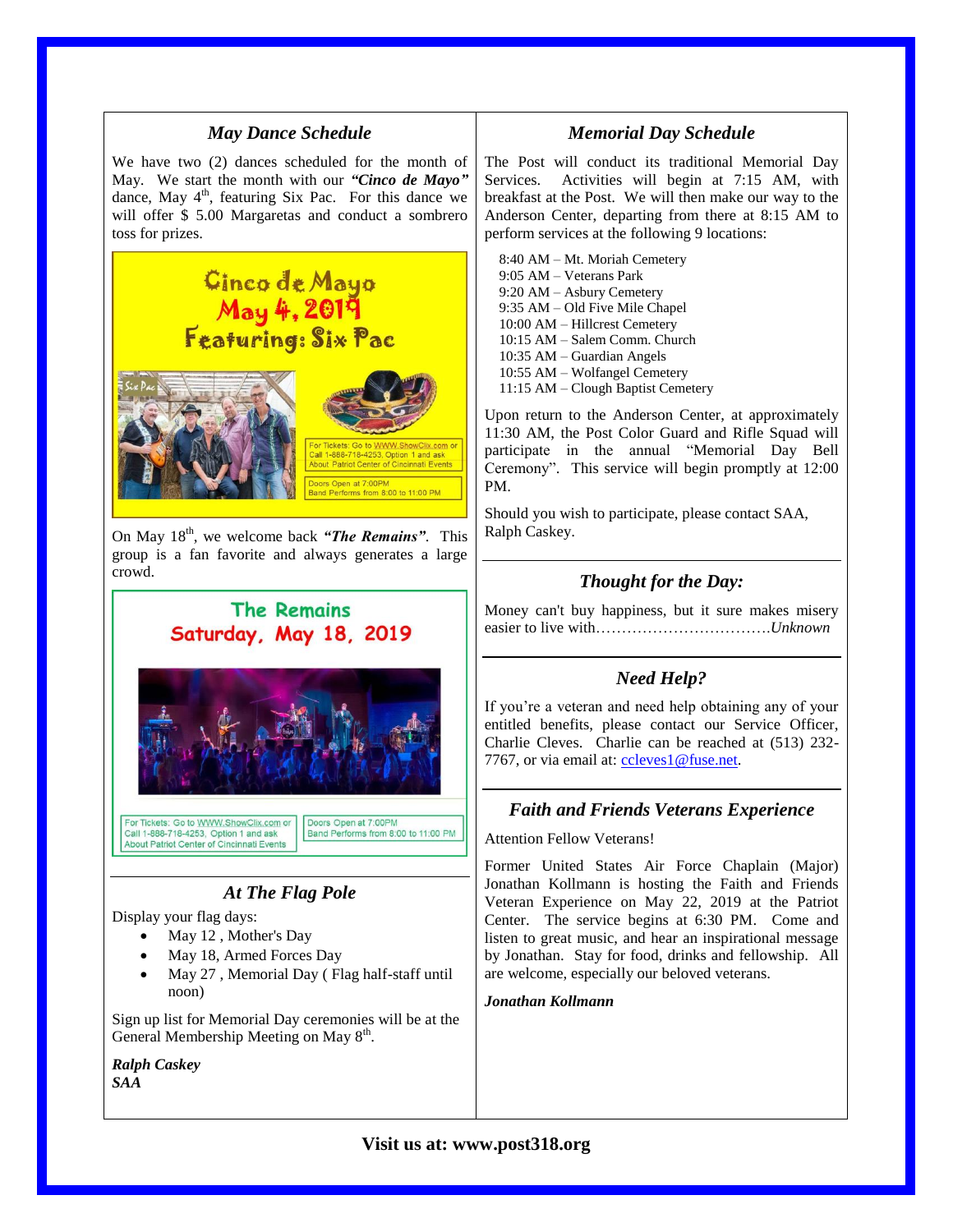## *May Dance Schedule*

We have two (2) dances scheduled for the month of May. We start the month with our ***"Cinco de Mayo"*** dance, May 4th, featuring Six Pac. For this dance we will offer $ 5.00 Margaretas and conduct a sombrero toss for prizes.

Cinco de Mayo
May 4, 2019
Featuring: Six Pac

For Tickets: Go to WWW.ShowClix.com or Call 1-888-718-4253, Option 1 and ask About Patriot Center of Cincinnati Events

Doors Open at 7:00PM
Band Performs from 8:00 to 11:00 PM

On May 18th, we welcome back ***"The Remains"***. This group is a fan favorite and always generates a large crowd.

The Remains
Saturday, May 18, 2019

For Tickets: Go to WWW.ShowClix.com or Call 1-888-718-4253, Option 1 and ask About Patriot Center of Cincinnati Events

Doors Open at 7:00PM
Band Performs from 8:00 to 11:00 PM

## *At The Flag Pole*

Display your flag days:

- May 12 , Mother's Day
- May 18, Armed Forces Day
- May 27 , Memorial Day ( Flag half-staff until noon)

Sign up list for Memorial Day ceremonies will be at the General Membership Meeting on May 8th.

***Ralph Caskey***
***SAA***

## *Memorial Day Schedule*

The Post will conduct its traditional Memorial Day Services. Activities will begin at 7:15 AM, with breakfast at the Post. We will then make our way to the Anderson Center, departing from there at 8:15 AM to perform services at the following 9 locations:

8:40 AM – Mt. Moriah Cemetery
9:05 AM – Veterans Park
9:20 AM – Asbury Cemetery
9:35 AM – Old Five Mile Chapel
10:00 AM – Hillcrest Cemetery
10:15 AM – Salem Comm. Church
10:35 AM – Guardian Angels
10:55 AM – Wolfangel Cemetery
11:15 AM – Clough Baptist Cemetery

Upon return to the Anderson Center, at approximately 11:30 AM, the Post Color Guard and Rifle Squad will participate in the annual "Memorial Day Bell Ceremony". This service will begin promptly at 12:00 PM.

Should you wish to participate, please contact SAA, Ralph Caskey.

## *Thought for the Day:*

Money can't buy happiness, but it sure makes misery easier to live with……………………………*Unknown*

## *Need Help?*

If you're a veteran and need help obtaining any of your entitled benefits, please contact our Service Officer, Charlie Cleves. Charlie can be reached at (513) 232-7767, or via email at: ccleves1@fuse.net.

## *Faith and Friends Veterans Experience*

Attention Fellow Veterans!

Former United States Air Force Chaplain (Major) Jonathan Kollmann is hosting the Faith and Friends Veteran Experience on May 22, 2019 at the Patriot Center. The service begins at 6:30 PM. Come and listen to great music, and hear an inspirational message by Jonathan. Stay for food, drinks and fellowship. All are welcome, especially our beloved veterans.

***Jonathan Kollmann***

**Visit us at: www.post318.org**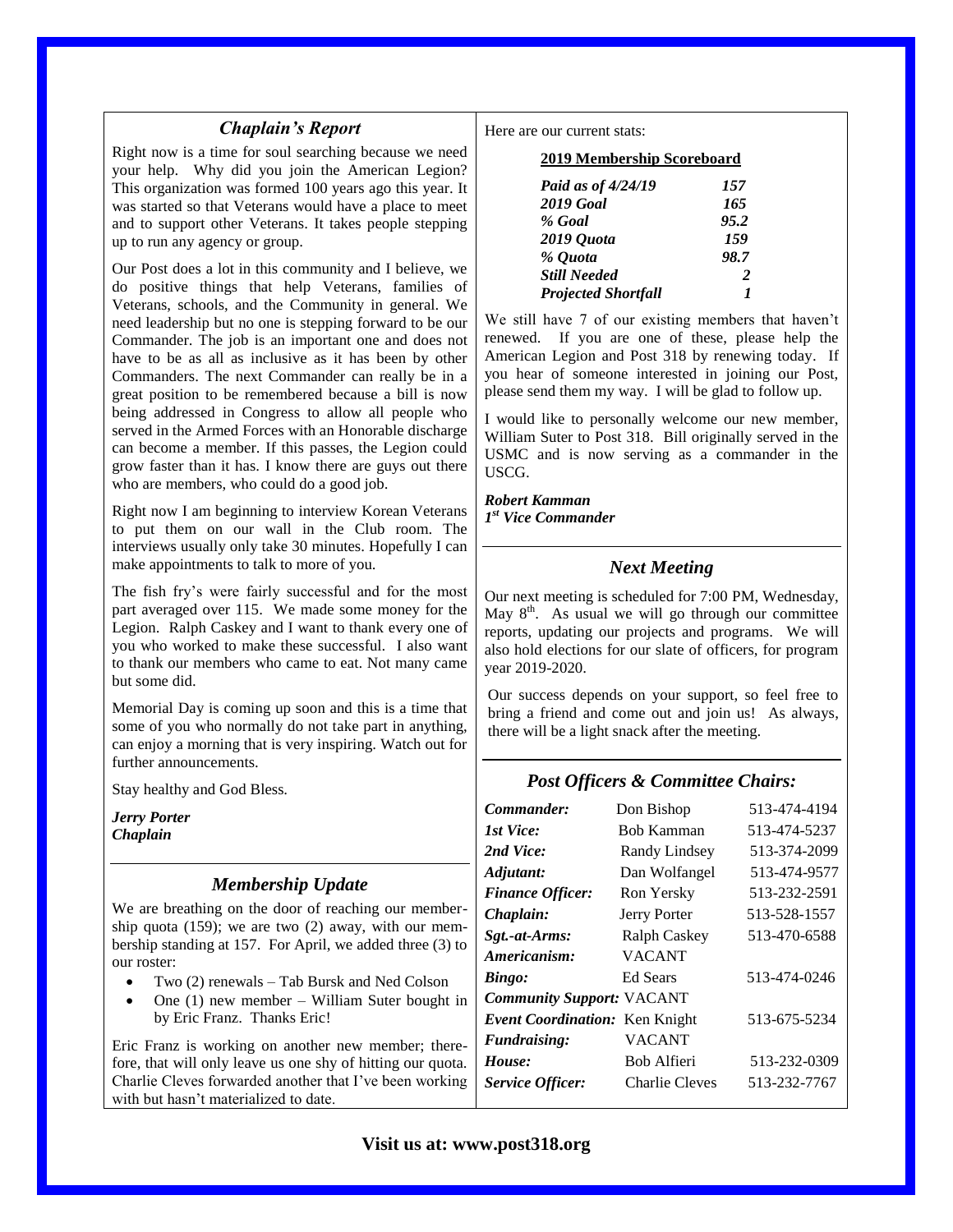## *Chaplain's Report*

Right now is a time for soul searching because we need your help. Why did you join the American Legion? This organization was formed 100 years ago this year. It was started so that Veterans would have a place to meet and to support other Veterans. It takes people stepping up to run any agency or group.

Our Post does a lot in this community and I believe, we do positive things that help Veterans, families of Veterans, schools, and the Community in general. We need leadership but no one is stepping forward to be our Commander. The job is an important one and does not have to be as all as inclusive as it has been by other Commanders. The next Commander can really be in a great position to be remembered because a bill is now being addressed in Congress to allow all people who served in the Armed Forces with an Honorable discharge can become a member. If this passes, the Legion could grow faster than it has. I know there are guys out there who are members, who could do a good job.

Right now I am beginning to interview Korean Veterans to put them on our wall in the Club room. The interviews usually only take 30 minutes. Hopefully I can make appointments to talk to more of you.

The fish fry's were fairly successful and for the most part averaged over 115. We made some money for the Legion. Ralph Caskey and I want to thank every one of you who worked to make these successful. I also want to thank our members who came to eat. Not many came but some did.

Memorial Day is coming up soon and this is a time that some of you who normally do not take part in anything, can enjoy a morning that is very inspiring. Watch out for further announcements.

Stay healthy and God Bless.

***Jerry Porter***
***Chaplain***

## *Membership Update*

We are breathing on the door of reaching our membership quota (159); we are two (2) away, with our membership standing at 157. For April, we added three (3) to our roster:

- Two (2) renewals – Tab Bursk and Ned Colson
- One (1) new member – William Suter bought in by Eric Franz. Thanks Eric!

Eric Franz is working on another new member; therefore, that will only leave us one shy of hitting our quota. Charlie Cleves forwarded another that I've been working with but hasn't materialized to date.

Here are our current stats:

**2019 Membership Scoreboard**

| | |
|---|---|
| *Paid as of 4/24/19* | *157* |
| *2019 Goal* | *165* |
| *% Goal* | *95.2* |
| *2019 Quota* | *159* |
| *% Quota* | *98.7* |
| *Still Needed* | *2* |
| *Projected Shortfall* | *1* |

We still have 7 of our existing members that haven't renewed. If you are one of these, please help the American Legion and Post 318 by renewing today. If you hear of someone interested in joining our Post, please send them my way. I will be glad to follow up.

I would like to personally welcome our new member, William Suter to Post 318. Bill originally served in the USMC and is now serving as a commander in the USCG.

***Robert Kamman***
***1st Vice Commander***

## *Next Meeting*

Our next meeting is scheduled for 7:00 PM, Wednesday, May 8th. As usual we will go through our committee reports, updating our projects and programs. We will also hold elections for our slate of officers, for program year 2019-2020.

Our success depends on your support, so feel free to bring a friend and come out and join us! As always, there will be a light snack after the meeting.

## *Post Officers & Committee Chairs:*

| | | |
|---|---|---|
| ***Commander:*** | Don Bishop | 513-474-4194 |
| ***1st Vice:*** | Bob Kamman | 513-474-5237 |
| ***2nd Vice:*** | Randy Lindsey | 513-374-2099 |
| ***Adjutant:*** | Dan Wolfangel | 513-474-9577 |
| ***Finance Officer:*** | Ron Yersky | 513-232-2591 |
| ***Chaplain:*** | Jerry Porter | 513-528-1557 |
| ***Sgt.-at-Arms:*** | Ralph Caskey | 513-470-6588 |
| ***Americanism:*** | VACANT | |
| ***Bingo:*** | Ed Sears | 513-474-0246 |
| ***Community Support:*** | VACANT | |
| ***Event Coordination:*** | Ken Knight | 513-675-5234 |
| ***Fundraising:*** | VACANT | |
| ***House:*** | Bob Alfieri | 513-232-0309 |
| ***Service Officer:*** | Charlie Cleves | 513-232-7767 |

**Visit us at: www.post318.org**